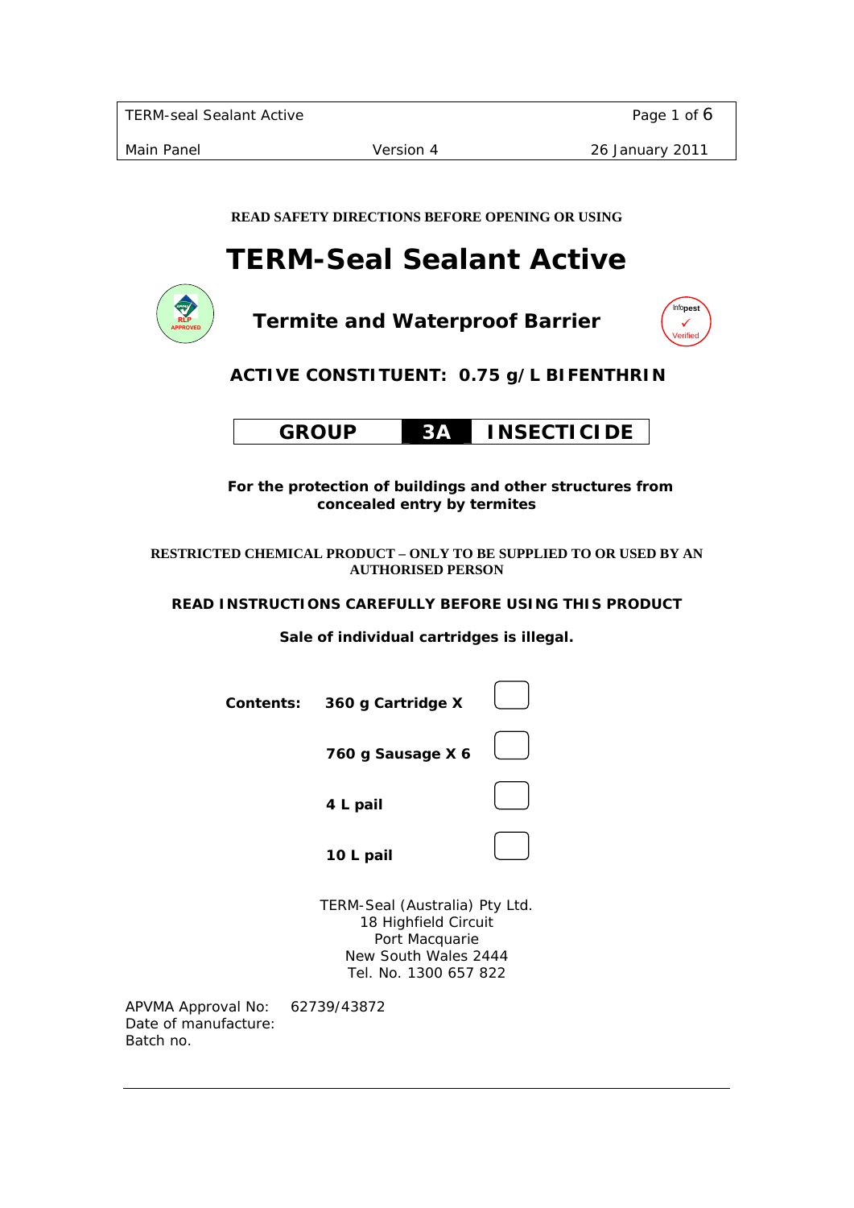**READ SAFETY DIRECTIONS BEFORE OPENING OR USING**

# TERM-Seal Sealant Active

## Termite and Waterproof Barrier

**ACTIVE CONSTITUENT: 0.75 g/L BIFENTHRIN**

**GROUP 3A INSECTICIDE**

**For the protection of buildings and other structures from concealed entry by termites**

**RESTRICTED CHEMICAL PRODUCT – ONLY TO BE SUPPLIED TO OR USED BY AN AUTHORISED PERSON**

**READ INSTRUCTIONS CAREFULLY BEFORE USING THIS PRODUCT**

**Sale of individual cartridges is illegal.**

**Contents:**

- **360 g Cartridge X** ☐
- **760 g Sausage X 6** ☐
- **4 L pail** ☐
- **10 L pail** ☐

TERM-Seal (Australia) Pty Ltd.
18 Highfield Circuit
Port Macquarie
New South Wales 2444
Tel. No. 1300 657 822

APVMA Approval No: 62739/43872
Date of manufacture:
Batch no.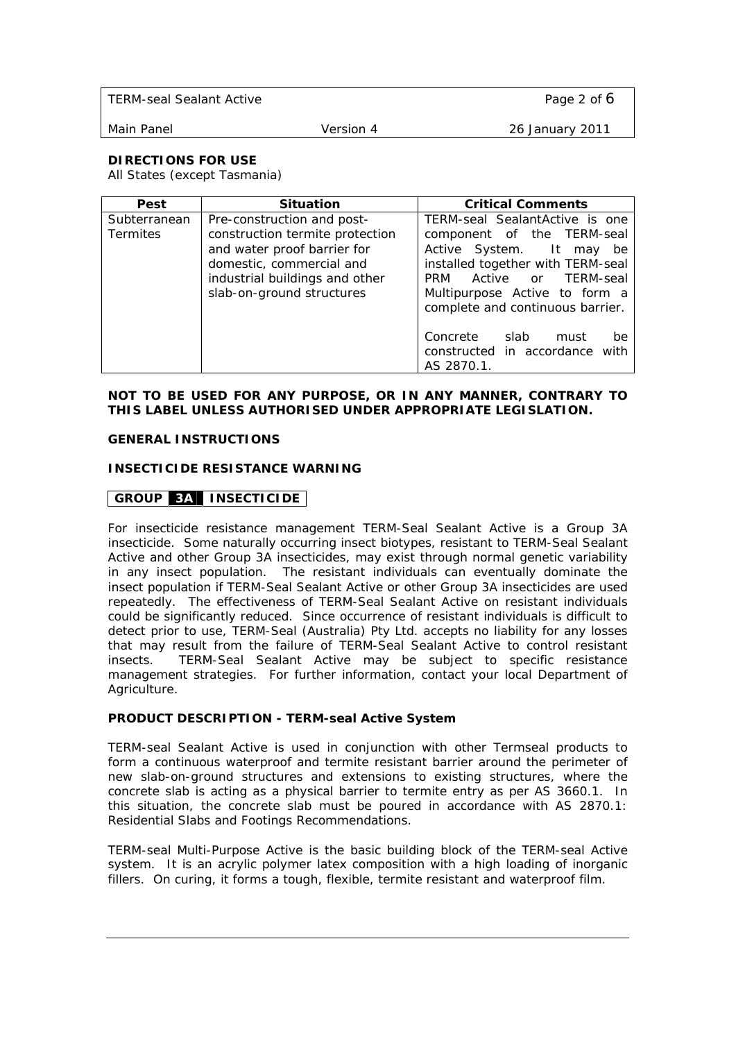**DIRECTIONS FOR USE**
All States (except Tasmania)

| Pest | Situation | Critical Comments |
|---|---|---|
| Subterranean Termites | Pre-construction and post-construction termite protection and water proof barrier for domestic, commercial and industrial buildings and other slab-on-ground structures | TERM-seal SealantActive is one component of the TERM-seal Active System. It may be installed together with TERM-seal PRM Active or TERM-seal Multipurpose Active to form a complete and continuous barrier.<br><br>Concrete slab must be constructed in accordance with AS 2870.1. |

**NOT TO BE USED FOR ANY PURPOSE, OR IN ANY MANNER, CONTRARY TO THIS LABEL UNLESS AUTHORISED UNDER APPROPRIATE LEGISLATION.**

**GENERAL INSTRUCTIONS**

**INSECTICIDE RESISTANCE WARNING**

**GROUP 3A INSECTICIDE**

For insecticide resistance management TERM-Seal Sealant Active is a Group 3A insecticide. Some naturally occurring insect biotypes, resistant to TERM-Seal Sealant Active and other Group 3A insecticides, may exist through normal genetic variability in any insect population. The resistant individuals can eventually dominate the insect population if TERM-Seal Sealant Active or other Group 3A insecticides are used repeatedly. The effectiveness of TERM-Seal Sealant Active on resistant individuals could be significantly reduced. Since occurrence of resistant individuals is difficult to detect prior to use, TERM-Seal (Australia) Pty Ltd. accepts no liability for any losses that may result from the failure of TERM-Seal Sealant Active to control resistant insects. TERM-Seal Sealant Active may be subject to specific resistance management strategies. For further information, contact your local Department of Agriculture.

**PRODUCT DESCRIPTION - TERM-seal Active System**

TERM-seal Sealant Active is used in conjunction with other Termseal products to form a continuous waterproof and termite resistant barrier around the perimeter of new slab-on-ground structures and extensions to existing structures, where the concrete slab is acting as a physical barrier to termite entry as per AS 3660.1. In this situation, the concrete slab must be poured in accordance with AS 2870.1: Residential Slabs and Footings Recommendations.

TERM-seal Multi-Purpose Active is the basic building block of the TERM-seal Active system. It is an acrylic polymer latex composition with a high loading of inorganic fillers. On curing, it forms a tough, flexible, termite resistant and waterproof film.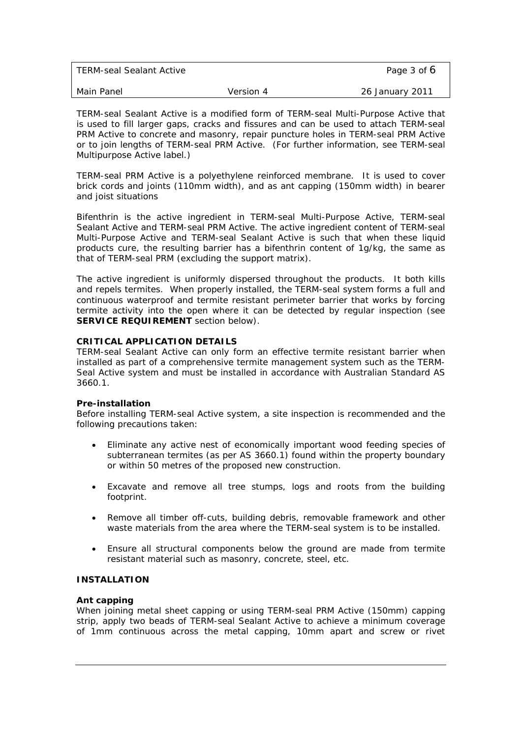TERM-seal Sealant Active is a modified form of TERM-seal Multi-Purpose Active that is used to fill larger gaps, cracks and fissures and can be used to attach TERM-seal PRM Active to concrete and masonry, repair puncture holes in TERM-seal PRM Active or to join lengths of TERM-seal PRM Active. (For further information, see TERM-seal Multipurpose Active label.)

TERM-seal PRM Active is a polyethylene reinforced membrane. It is used to cover brick cords and joints (110mm width), and as ant capping (150mm width) in bearer and joist situations

Bifenthrin is the active ingredient in TERM-seal Multi-Purpose Active, TERM-seal Sealant Active and TERM-seal PRM Active. The active ingredient content of TERM-seal Multi-Purpose Active and TERM-seal Sealant Active is such that when these liquid products cure, the resulting barrier has a bifenthrin content of 1g/kg, the same as that of TERM-seal PRM (excluding the support matrix).

The active ingredient is uniformly dispersed throughout the products. It both kills and repels termites. When properly installed, the TERM-seal system forms a full and continuous waterproof and termite resistant perimeter barrier that works by forcing termite activity into the open where it can be detected by regular inspection (see **SERVICE REQUIREMENT** section below).

**CRITICAL APPLICATION DETAILS**

TERM-seal Sealant Active can only form an effective termite resistant barrier when installed as part of a comprehensive termite management system such as the TERM-Seal Active system and must be installed in accordance with Australian Standard AS 3660.1.

**Pre-installation**

Before installing TERM-seal Active system, a site inspection is recommended and the following precautions taken:

- Eliminate any active nest of economically important wood feeding species of subterranean termites (as per AS 3660.1) found within the property boundary or within 50 metres of the proposed new construction.
- Excavate and remove all tree stumps, logs and roots from the building footprint.
- Remove all timber off-cuts, building debris, removable framework and other waste materials from the area where the TERM-seal system is to be installed.
- Ensure all structural components below the ground are made from termite resistant material such as masonry, concrete, steel, etc.

**INSTALLATION**

**Ant capping**

When joining metal sheet capping or using TERM-seal PRM Active (150mm) capping strip, apply two beads of TERM-seal Sealant Active to achieve a minimum coverage of 1mm continuous across the metal capping, 10mm apart and screw or rivet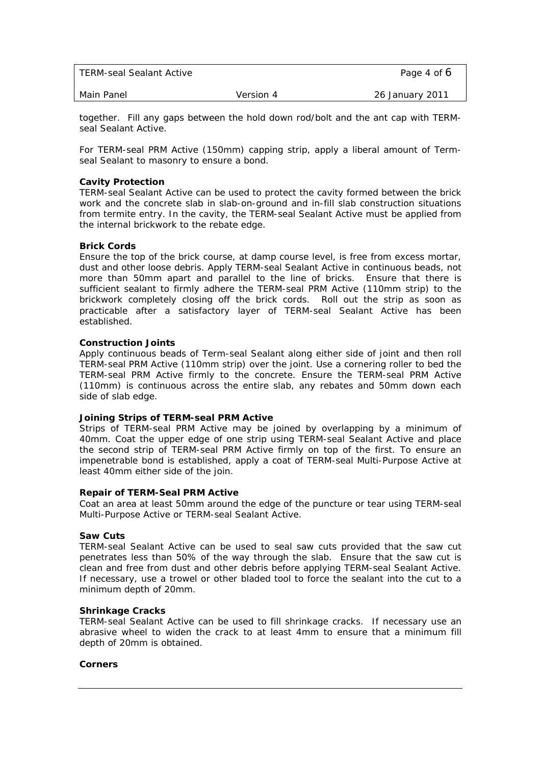together. Fill any gaps between the hold down rod/bolt and the ant cap with TERM-seal Sealant Active.

For TERM-seal PRM Active (150mm) capping strip, apply a liberal amount of Term-seal Sealant to masonry to ensure a bond.

**Cavity Protection**

TERM-seal Sealant Active can be used to protect the cavity formed between the brick work and the concrete slab in slab-on-ground and in-fill slab construction situations from termite entry. In the cavity, the TERM-seal Sealant Active must be applied from the internal brickwork to the rebate edge.

**Brick Cords**

Ensure the top of the brick course, at damp course level, is free from excess mortar, dust and other loose debris. Apply TERM-seal Sealant Active in continuous beads, not more than 50mm apart and parallel to the line of bricks. Ensure that there is sufficient sealant to firmly adhere the TERM-seal PRM Active (110mm strip) to the brickwork completely closing off the brick cords. Roll out the strip as soon as practicable after a satisfactory layer of TERM-seal Sealant Active has been established.

**Construction Joints**

Apply continuous beads of Term-seal Sealant along either side of joint and then roll TERM-seal PRM Active (110mm strip) over the joint. Use a cornering roller to bed the TERM-seal PRM Active firmly to the concrete. Ensure the TERM-seal PRM Active (110mm) is continuous across the entire slab, any rebates and 50mm down each side of slab edge.

**Joining Strips of TERM-seal PRM Active**

Strips of TERM-seal PRM Active may be joined by overlapping by a minimum of 40mm. Coat the upper edge of one strip using TERM-seal Sealant Active and place the second strip of TERM-seal PRM Active firmly on top of the first. To ensure an impenetrable bond is established, apply a coat of TERM-seal Multi-Purpose Active at least 40mm either side of the join.

**Repair of TERM-Seal PRM Active**

Coat an area at least 50mm around the edge of the puncture or tear using TERM-seal Multi-Purpose Active or TERM-seal Sealant Active.

**Saw Cuts**

TERM-seal Sealant Active can be used to seal saw cuts provided that the saw cut penetrates less than 50% of the way through the slab. Ensure that the saw cut is clean and free from dust and other debris before applying TERM-seal Sealant Active. If necessary, use a trowel or other bladed tool to force the sealant into the cut to a minimum depth of 20mm.

**Shrinkage Cracks**

TERM-seal Sealant Active can be used to fill shrinkage cracks. If necessary use an abrasive wheel to widen the crack to at least 4mm to ensure that a minimum fill depth of 20mm is obtained.

**Corners**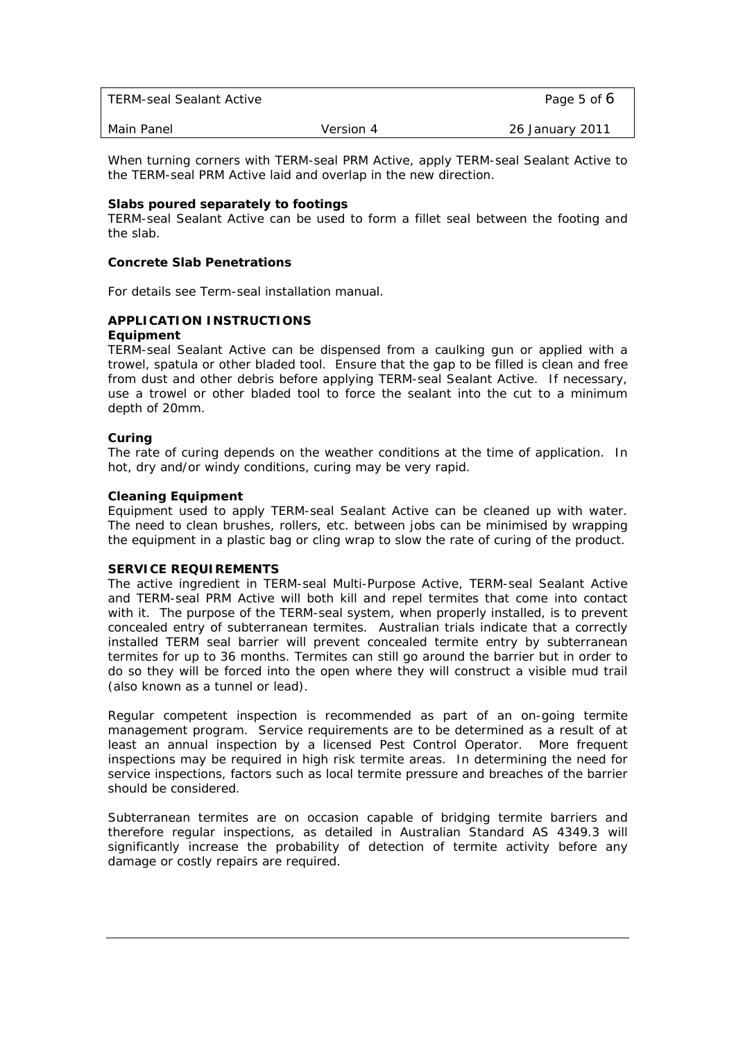When turning corners with TERM-seal PRM Active, apply TERM-seal Sealant Active to the TERM-seal PRM Active laid and overlap in the new direction.

**Slabs poured separately to footings**
TERM-seal Sealant Active can be used to form a fillet seal between the footing and the slab.

**Concrete Slab Penetrations**

For details see Term-seal installation manual.

**APPLICATION INSTRUCTIONS**
**Equipment**
TERM-seal Sealant Active can be dispensed from a caulking gun or applied with a trowel, spatula or other bladed tool. Ensure that the gap to be filled is clean and free from dust and other debris before applying TERM-seal Sealant Active. If necessary, use a trowel or other bladed tool to force the sealant into the cut to a minimum depth of 20mm.

**Curing**
The rate of curing depends on the weather conditions at the time of application. In hot, dry and/or windy conditions, curing may be very rapid.

**Cleaning Equipment**
Equipment used to apply TERM-seal Sealant Active can be cleaned up with water. The need to clean brushes, rollers, etc. between jobs can be minimised by wrapping the equipment in a plastic bag or cling wrap to slow the rate of curing of the product.

**SERVICE REQUIREMENTS**
The active ingredient in TERM-seal Multi-Purpose Active, TERM-seal Sealant Active and TERM-seal PRM Active will both kill and repel termites that come into contact with it. The purpose of the TERM-seal system, when properly installed, is to prevent concealed entry of subterranean termites. Australian trials indicate that a correctly installed TERM seal barrier will prevent concealed termite entry by subterranean termites for up to 36 months. Termites can still go around the barrier but in order to do so they will be forced into the open where they will construct a visible mud trail (also known as a tunnel or lead).

Regular competent inspection is recommended as part of an on-going termite management program. Service requirements are to be determined as a result of at least an annual inspection by a licensed Pest Control Operator. More frequent inspections may be required in high risk termite areas. In determining the need for service inspections, factors such as local termite pressure and breaches of the barrier should be considered.

Subterranean termites are on occasion capable of bridging termite barriers and therefore regular inspections, as detailed in Australian Standard AS 4349.3 will significantly increase the probability of detection of termite activity before any damage or costly repairs are required.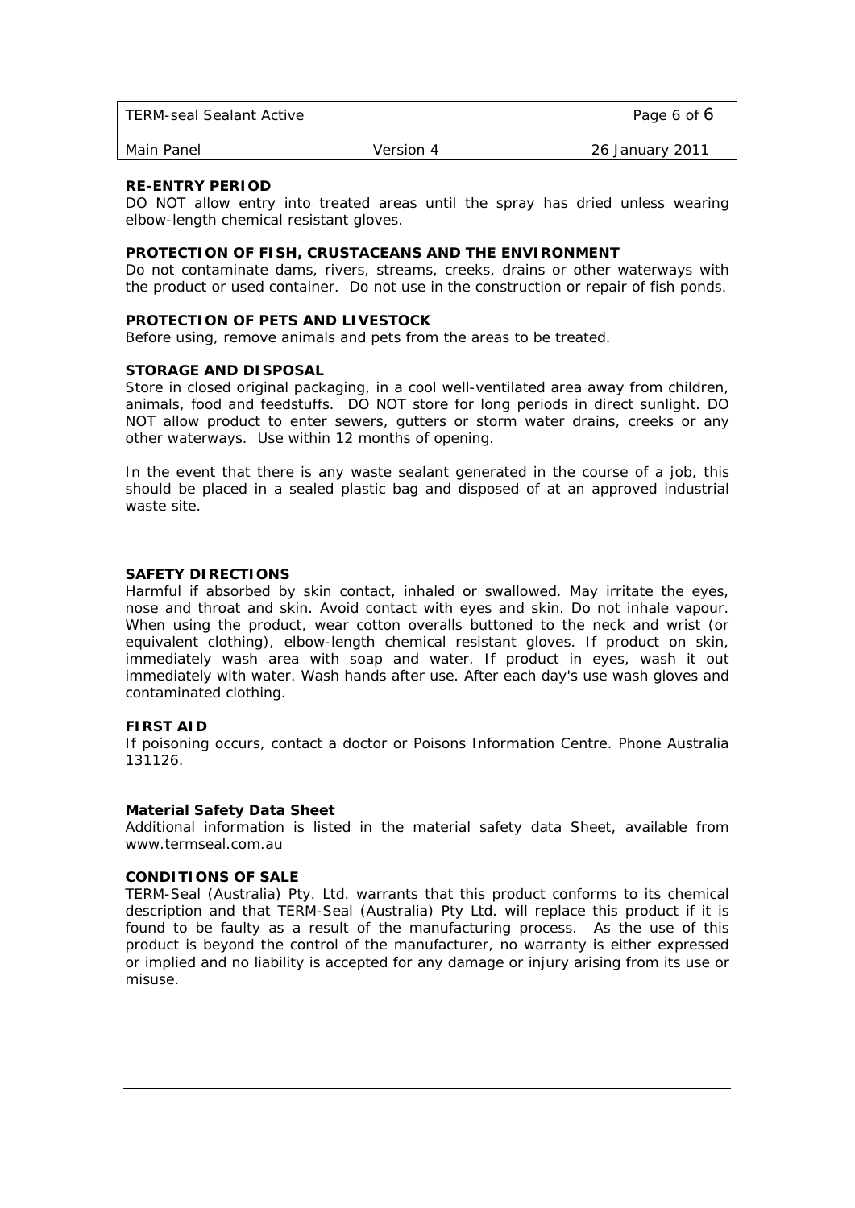**RE-ENTRY PERIOD**
DO NOT allow entry into treated areas until the spray has dried unless wearing elbow-length chemical resistant gloves.

**PROTECTION OF FISH, CRUSTACEANS AND THE ENVIRONMENT**
Do not contaminate dams, rivers, streams, creeks, drains or other waterways with the product or used container. Do not use in the construction or repair of fish ponds.

**PROTECTION OF PETS AND LIVESTOCK**
Before using, remove animals and pets from the areas to be treated.

**STORAGE AND DISPOSAL**
Store in closed original packaging, in a cool well-ventilated area away from children, animals, food and feedstuffs. DO NOT store for long periods in direct sunlight. DO NOT allow product to enter sewers, gutters or storm water drains, creeks or any other waterways. Use within 12 months of opening.

In the event that there is any waste sealant generated in the course of a job, this should be placed in a sealed plastic bag and disposed of at an approved industrial waste site.

**SAFETY DIRECTIONS**
Harmful if absorbed by skin contact, inhaled or swallowed. May irritate the eyes, nose and throat and skin. Avoid contact with eyes and skin. Do not inhale vapour. When using the product, wear cotton overalls buttoned to the neck and wrist (or equivalent clothing), elbow-length chemical resistant gloves. If product on skin, immediately wash area with soap and water. If product in eyes, wash it out immediately with water. Wash hands after use. After each day's use wash gloves and contaminated clothing.

**FIRST AID**
If poisoning occurs, contact a doctor or Poisons Information Centre. Phone Australia 131126.

**Material Safety Data Sheet**
Additional information is listed in the material safety data Sheet, available from www.termseal.com.au

**CONDITIONS OF SALE**
TERM-Seal (Australia) Pty. Ltd. warrants that this product conforms to its chemical description and that TERM-Seal (Australia) Pty Ltd. will replace this product if it is found to be faulty as a result of the manufacturing process. As the use of this product is beyond the control of the manufacturer, no warranty is either expressed or implied and no liability is accepted for any damage or injury arising from its use or misuse.